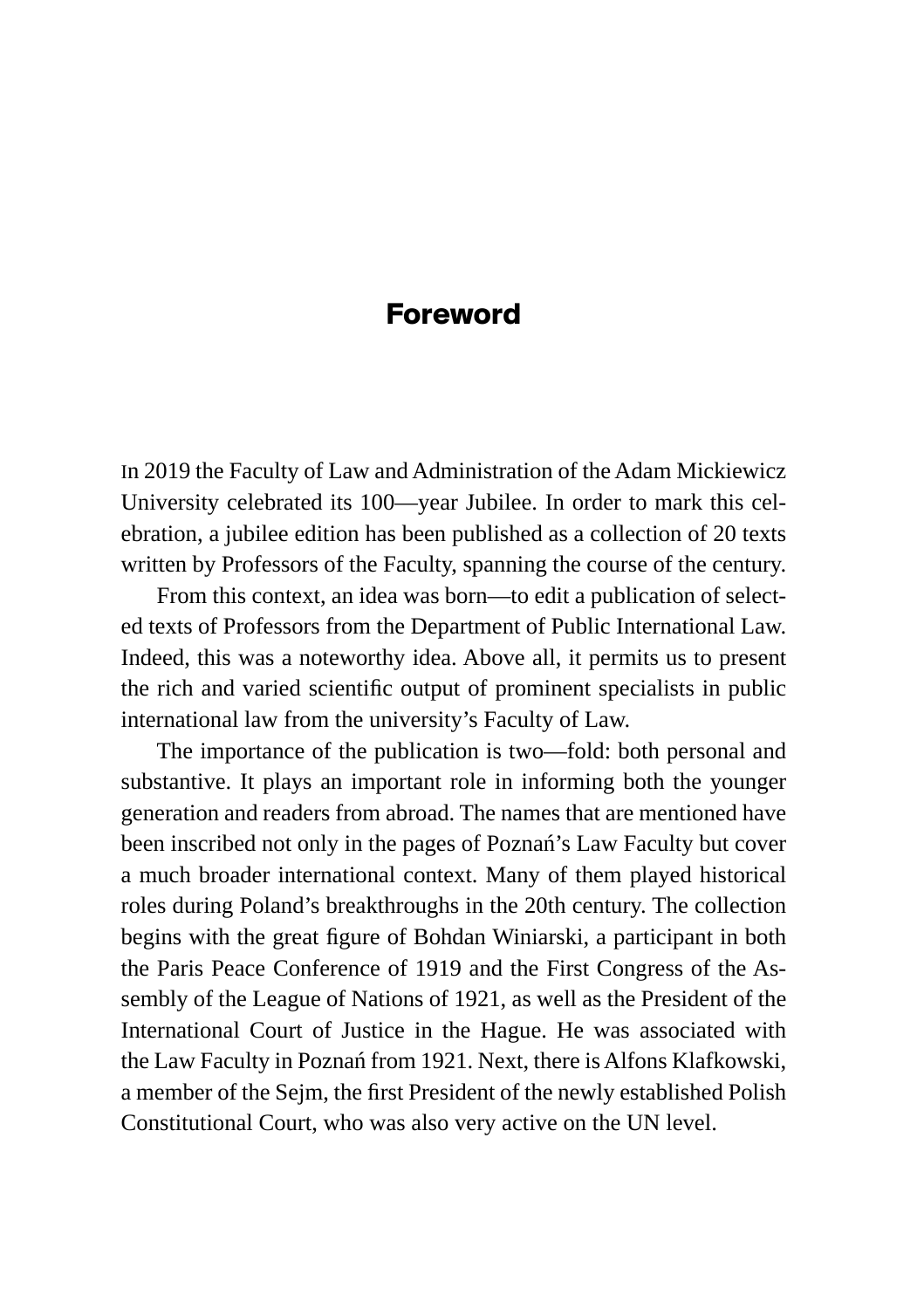# Foreword

In 2019 the Faculty of Law and Administration of the Adam Mickiewicz University celebrated its 100—year Jubilee. In order to mark this celebration, a jubilee edition has been published as a collection of 20 texts written by Professors of the Faculty, spanning the course of the century.

From this context, an idea was born—to edit a publication of selected texts of Professors from the Department of Public International Law. Indeed, this was a noteworthy idea. Above all, it permits us to present the rich and varied scientific output of prominent specialists in public international law from the university's Faculty of Law.

The importance of the publication is two—fold: both personal and substantive. It plays an important role in informing both the younger generation and readers from abroad. The names that are mentioned have been inscribed not only in the pages of Poznań's Law Faculty but cover a much broader international context. Many of them played historical roles during Poland's breakthroughs in the 20th century. The collection begins with the great figure of Bohdan Winiarski, a participant in both the Paris Peace Conference of 1919 and the First Congress of the Assembly of the League of Nations of 1921, as well as the President of the International Court of Justice in the Hague. He was associated with the Law Faculty in Poznań from 1921. Next, there is Alfons Klafkowski, a member of the Sejm, the first President of the newly established Polish Constitutional Court, who was also very active on the UN level.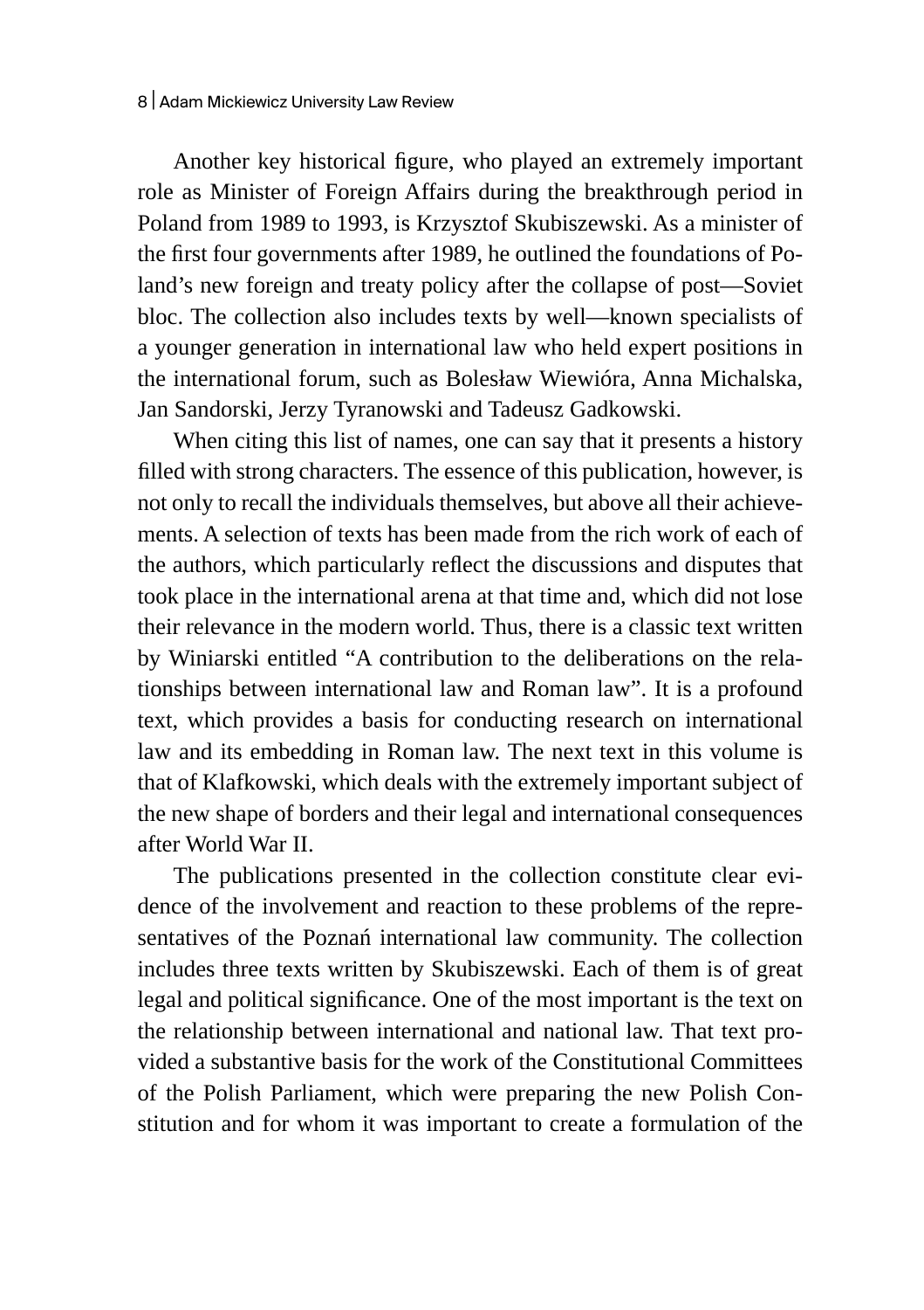Another key historical figure, who played an extremely important role as Minister of Foreign Affairs during the breakthrough period in Poland from 1989 to 1993, is Krzysztof Skubiszewski. As a minister of the first four governments after 1989, he outlined the foundations of Poland's new foreign and treaty policy after the collapse of post—Soviet bloc. The collection also includes texts by well—known specialists of a younger generation in international law who held expert positions in the international forum, such as Bolesław Wiewióra, Anna Michalska, Jan Sandorski, Jerzy Tyranowski and Tadeusz Gadkowski.

When citing this list of names, one can say that it presents a history filled with strong characters. The essence of this publication, however, is not only to recall the individuals themselves, but above all their achievements. A selection of texts has been made from the rich work of each of the authors, which particularly reflect the discussions and disputes that took place in the international arena at that time and, which did not lose their relevance in the modern world. Thus, there is a classic text written by Winiarski entitled "A contribution to the deliberations on the relationships between international law and Roman law". It is a profound text, which provides a basis for conducting research on international law and its embedding in Roman law. The next text in this volume is that of Klafkowski, which deals with the extremely important subject of the new shape of borders and their legal and international consequences after World War II.

The publications presented in the collection constitute clear evidence of the involvement and reaction to these problems of the representatives of the Poznań international law community. The collection includes three texts written by Skubiszewski. Each of them is of great legal and political significance. One of the most important is the text on the relationship between international and national law. That text provided a substantive basis for the work of the Constitutional Committees of the Polish Parliament, which were preparing the new Polish Constitution and for whom it was important to create a formulation of the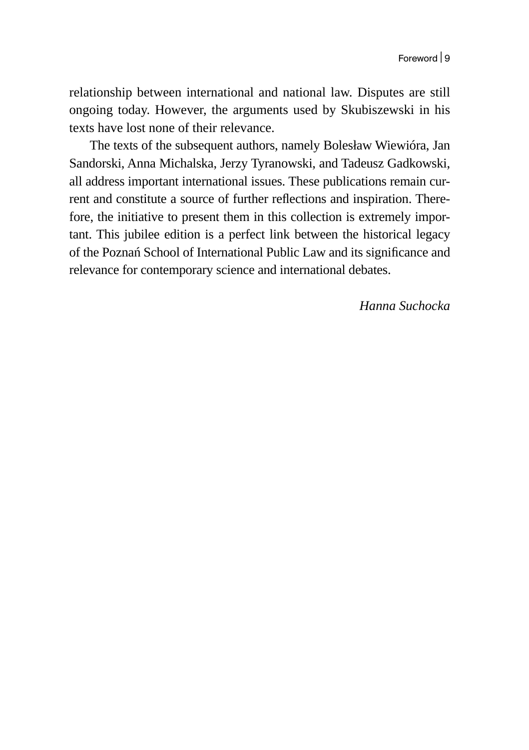relationship between international and national law. Disputes are still ongoing today. However, the arguments used by Skubiszewski in his texts have lost none of their relevance.

The texts of the subsequent authors, namely Bolesław Wiewióra, Jan Sandorski, Anna Michalska, Jerzy Tyranowski, and Tadeusz Gadkowski, all address important international issues. These publications remain current and constitute a source of further reflections and inspiration. Therefore, the initiative to present them in this collection is extremely important. This jubilee edition is a perfect link between the historical legacy of the Poznań School of International Public Law and its significance and relevance for contemporary science and international debates.

*Hanna Suchocka*